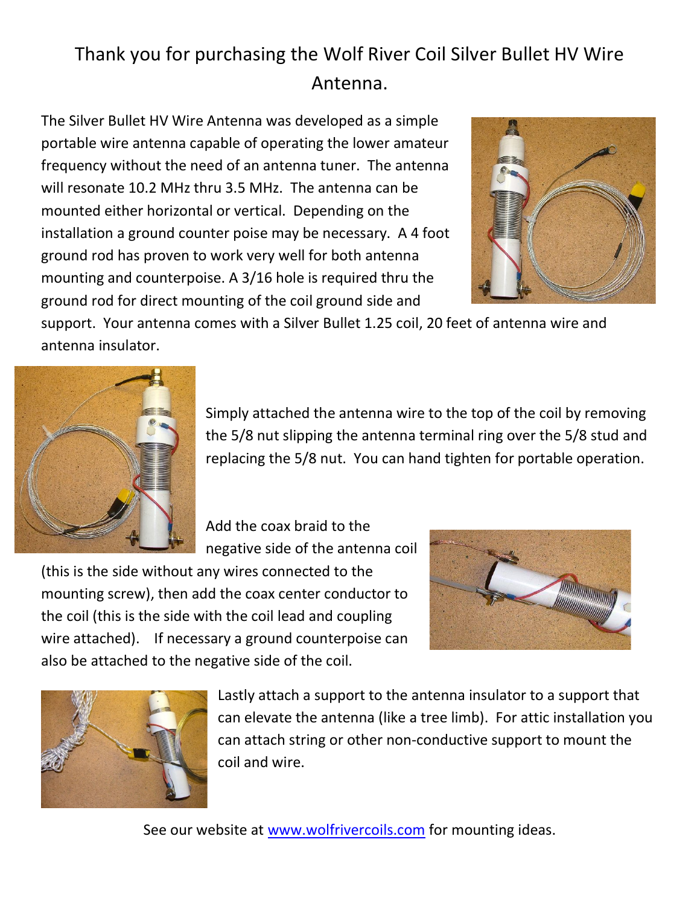# Thank you for purchasing the Wolf River Coil Silver Bullet HV Wire Antenna.

The Silver Bullet HV Wire Antenna was developed as a simple portable wire antenna capable of operating the lower amateur frequency without the need of an antenna tuner. The antenna will resonate 10.2 MHz thru 3.5 MHz. The antenna can be mounted either horizontal or vertical. Depending on the installation a ground counter poise may be necessary. A 4 foot ground rod has proven to work very well for both antenna mounting and counterpoise. A 3/16 hole is required thru the ground rod for direct mounting of the coil ground side and support. Your antenna comes with a Silver Bullet 1.25 coil, 20 feet of antenna wire and antenna insulator.

Simply attached the antenna wire to the top of the coil by removing the 5/8 nut slipping the antenna terminal ring over the 5/8 stud and replacing the 5/8 nut. You can hand tighten for portable operation.

Add the coax braid to the negative side of the antenna coil (this is the side without any wires connected to the mounting screw), then add the coax center conductor to the coil (this is the side with the coil lead and coupling wire attached). If necessary a ground counterpoise can also be attached to the negative side of the coil.

Lastly attach a support to the antenna insulator to a support that can elevate the antenna (like a tree limb). For attic installation you can attach string or other non-conductive support to mount the coil and wire.

See our website at [www.wolfrivercoils.com](http://www.wolfrivercoils.com) for mounting ideas.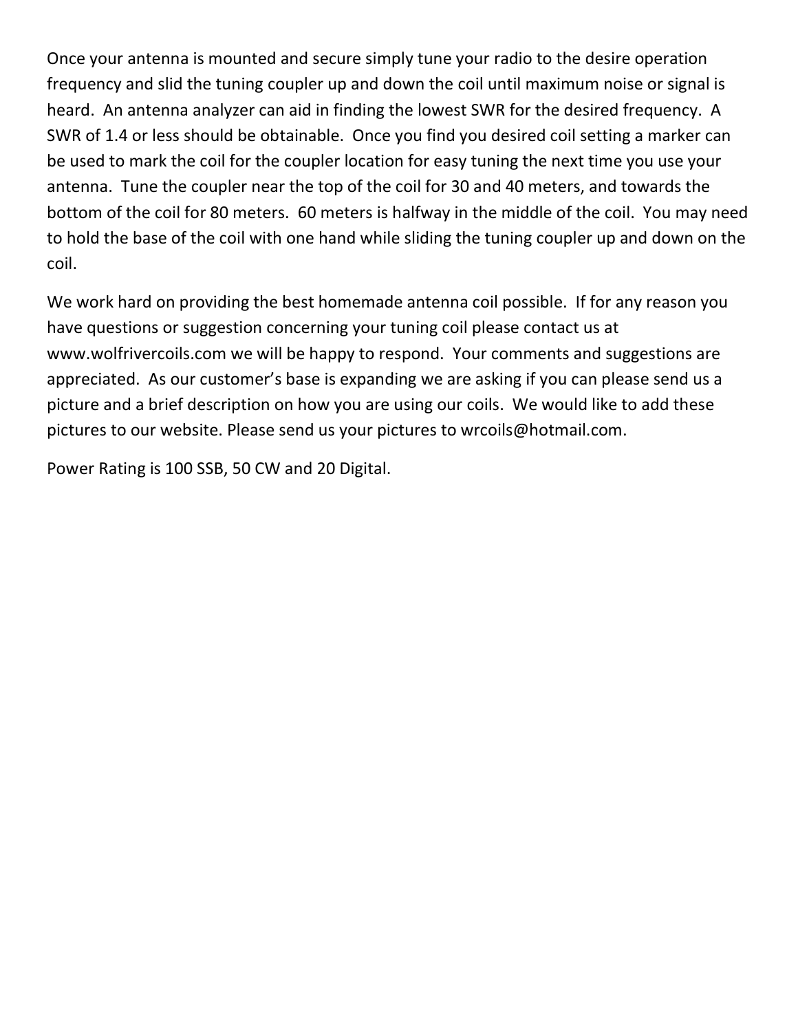Once your antenna is mounted and secure simply tune your radio to the desire operation frequency and slid the tuning coupler up and down the coil until maximum noise or signal is heard. An antenna analyzer can aid in finding the lowest SWR for the desired frequency. A SWR of 1.4 or less should be obtainable. Once you find you desired coil setting a marker can be used to mark the coil for the coupler location for easy tuning the next time you use your antenna. Tune the coupler near the top of the coil for 30 and 40 meters, and towards the bottom of the coil for 80 meters. 60 meters is halfway in the middle of the coil. You may need to hold the base of the coil with one hand while sliding the tuning coupler up and down on the coil.

We work hard on providing the best homemade antenna coil possible. If for any reason you have questions or suggestion concerning your tuning coil please contact us at www.wolfrivercoils.com we will be happy to respond. Your comments and suggestions are appreciated. As our customer's base is expanding we are asking if you can please send us a picture and a brief description on how you are using our coils. We would like to add these pictures to our website. Please send us your pictures to wrcoils@hotmail.com.

Power Rating is 100 SSB, 50 CW and 20 Digital.